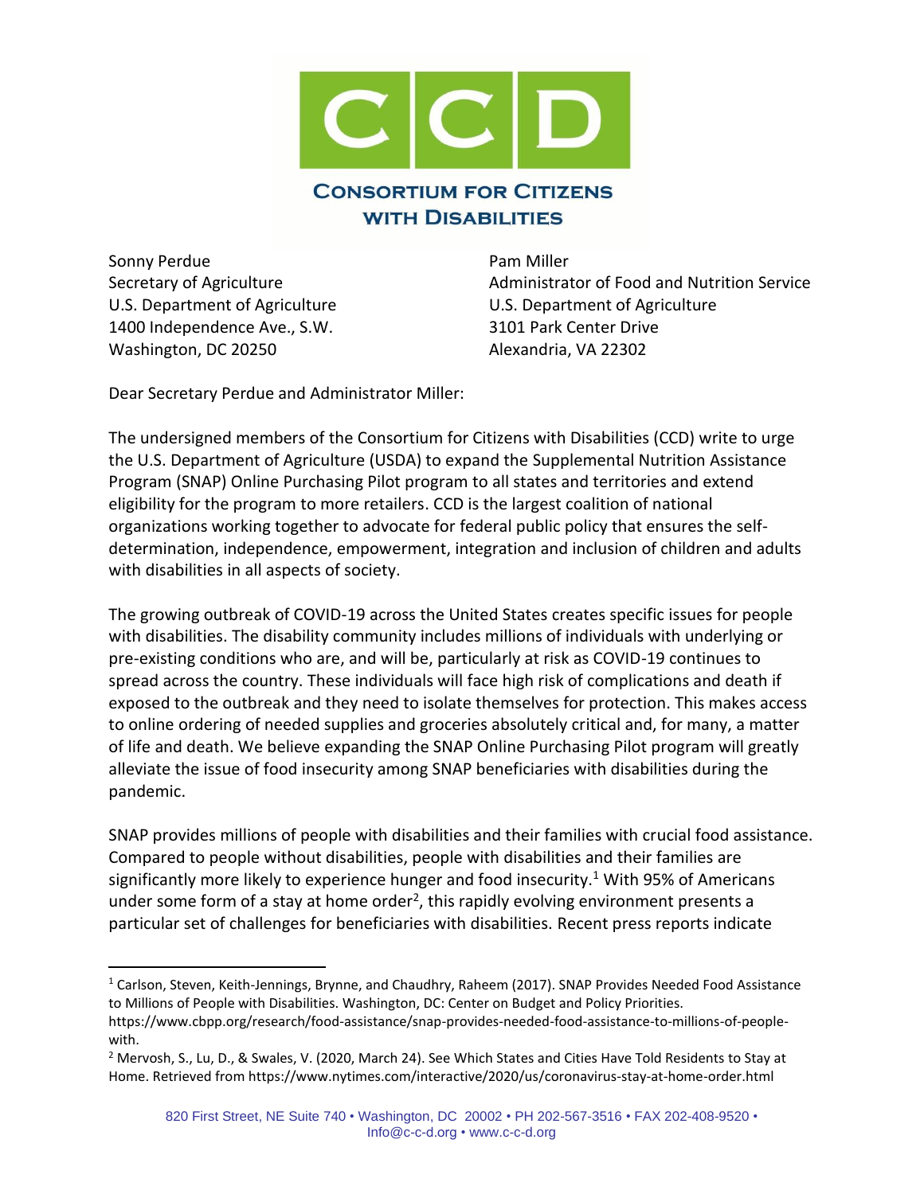# CCD

## Consortium for Citizens with Disabilities

Sonny Perdue
Secretary of Agriculture
U.S. Department of Agriculture
1400 Independence Ave., S.W.
Washington, DC 20250

Pam Miller
Administrator of Food and Nutrition Service
U.S. Department of Agriculture
3101 Park Center Drive
Alexandria, VA 22302

Dear Secretary Perdue and Administrator Miller:

The undersigned members of the Consortium for Citizens with Disabilities (CCD) write to urge the U.S. Department of Agriculture (USDA) to expand the Supplemental Nutrition Assistance Program (SNAP) Online Purchasing Pilot program to all states and territories and extend eligibility for the program to more retailers. CCD is the largest coalition of national organizations working together to advocate for federal public policy that ensures the self-determination, independence, empowerment, integration and inclusion of children and adults with disabilities in all aspects of society.

The growing outbreak of COVID-19 across the United States creates specific issues for people with disabilities. The disability community includes millions of individuals with underlying or pre-existing conditions who are, and will be, particularly at risk as COVID-19 continues to spread across the country. These individuals will face high risk of complications and death if exposed to the outbreak and they need to isolate themselves for protection. This makes access to online ordering of needed supplies and groceries absolutely critical and, for many, a matter of life and death. We believe expanding the SNAP Online Purchasing Pilot program will greatly alleviate the issue of food insecurity among SNAP beneficiaries with disabilities during the pandemic.

SNAP provides millions of people with disabilities and their families with crucial food assistance. Compared to people without disabilities, people with disabilities and their families are significantly more likely to experience hunger and food insecurity.[1] With 95% of Americans under some form of a stay at home order[2], this rapidly evolving environment presents a particular set of challenges for beneficiaries with disabilities. Recent press reports indicate

---

[1] Carlson, Steven, Keith-Jennings, Brynne, and Chaudhry, Raheem (2017). SNAP Provides Needed Food Assistance to Millions of People with Disabilities. Washington, DC: Center on Budget and Policy Priorities. https://www.cbpp.org/research/food-assistance/snap-provides-needed-food-assistance-to-millions-of-people-with.

[2] Mervosh, S., Lu, D., & Swales, V. (2020, March 24). See Which States and Cities Have Told Residents to Stay at Home. Retrieved from https://www.nytimes.com/interactive/2020/us/coronavirus-stay-at-home-order.html

820 First Street, NE Suite 740 • Washington, DC 20002 • PH 202-567-3516 • FAX 202-408-9520 • Info@c-c-d.org • www.c-c-d.org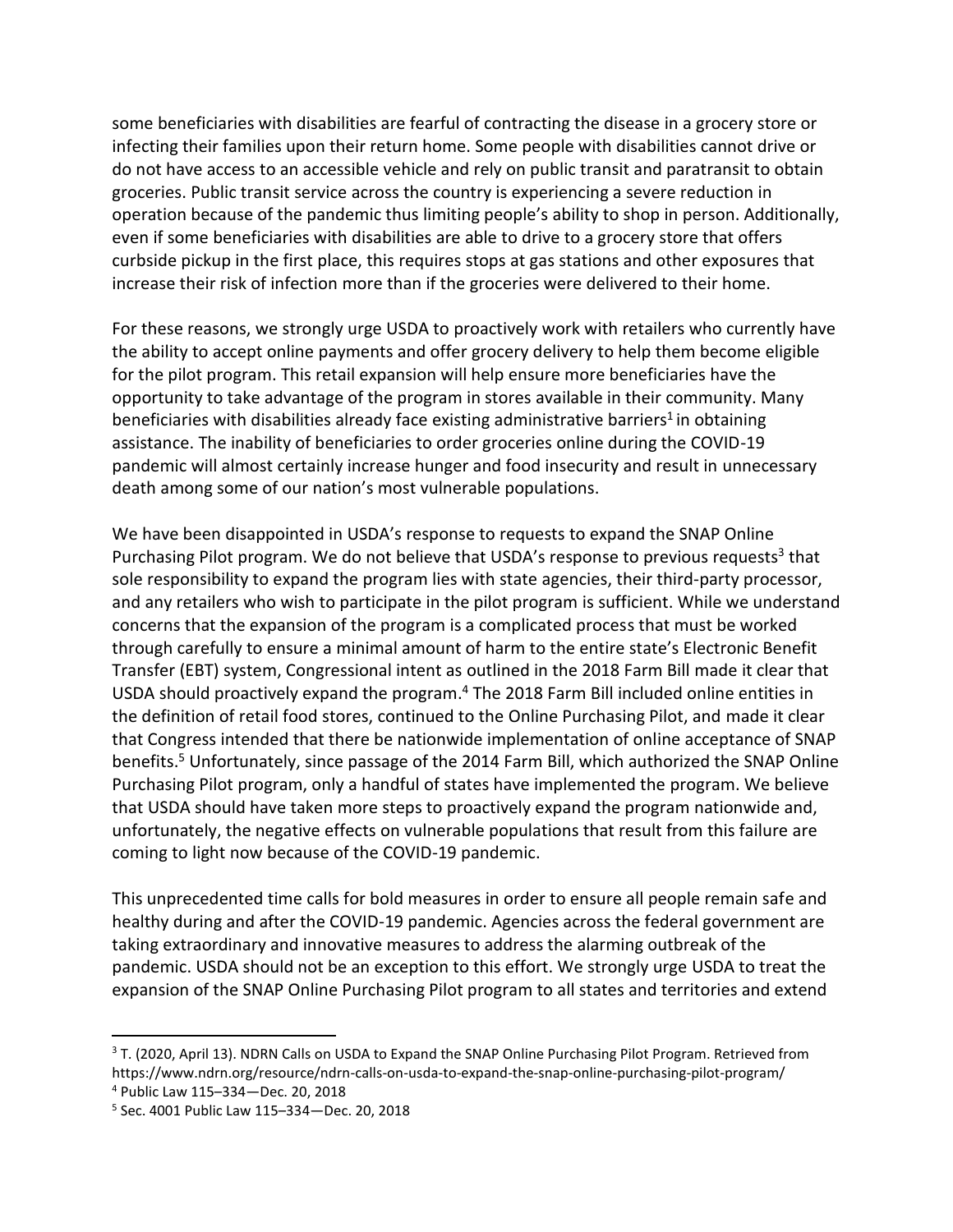some beneficiaries with disabilities are fearful of contracting the disease in a grocery store or infecting their families upon their return home. Some people with disabilities cannot drive or do not have access to an accessible vehicle and rely on public transit and paratransit to obtain groceries. Public transit service across the country is experiencing a severe reduction in operation because of the pandemic thus limiting people's ability to shop in person. Additionally, even if some beneficiaries with disabilities are able to drive to a grocery store that offers curbside pickup in the first place, this requires stops at gas stations and other exposures that increase their risk of infection more than if the groceries were delivered to their home.

For these reasons, we strongly urge USDA to proactively work with retailers who currently have the ability to accept online payments and offer grocery delivery to help them become eligible for the pilot program. This retail expansion will help ensure more beneficiaries have the opportunity to take advantage of the program in stores available in their community. Many beneficiaries with disabilities already face existing administrative barriers[1] in obtaining assistance. The inability of beneficiaries to order groceries online during the COVID-19 pandemic will almost certainly increase hunger and food insecurity and result in unnecessary death among some of our nation's most vulnerable populations.

We have been disappointed in USDA's response to requests to expand the SNAP Online Purchasing Pilot program. We do not believe that USDA's response to previous requests[3] that sole responsibility to expand the program lies with state agencies, their third-party processor, and any retailers who wish to participate in the pilot program is sufficient. While we understand concerns that the expansion of the program is a complicated process that must be worked through carefully to ensure a minimal amount of harm to the entire state's Electronic Benefit Transfer (EBT) system, Congressional intent as outlined in the 2018 Farm Bill made it clear that USDA should proactively expand the program.[4] The 2018 Farm Bill included online entities in the definition of retail food stores, continued to the Online Purchasing Pilot, and made it clear that Congress intended that there be nationwide implementation of online acceptance of SNAP benefits.[5] Unfortunately, since passage of the 2014 Farm Bill, which authorized the SNAP Online Purchasing Pilot program, only a handful of states have implemented the program. We believe that USDA should have taken more steps to proactively expand the program nationwide and, unfortunately, the negative effects on vulnerable populations that result from this failure are coming to light now because of the COVID-19 pandemic.

This unprecedented time calls for bold measures in order to ensure all people remain safe and healthy during and after the COVID-19 pandemic. Agencies across the federal government are taking extraordinary and innovative measures to address the alarming outbreak of the pandemic. USDA should not be an exception to this effort. We strongly urge USDA to treat the expansion of the SNAP Online Purchasing Pilot program to all states and territories and extend

---

[3] T. (2020, April 13). NDRN Calls on USDA to Expand the SNAP Online Purchasing Pilot Program. Retrieved from https://www.ndrn.org/resource/ndrn-calls-on-usda-to-expand-the-snap-online-purchasing-pilot-program/

[4] Public Law 115–334—Dec. 20, 2018

[5] Sec. 4001 Public Law 115–334—Dec. 20, 2018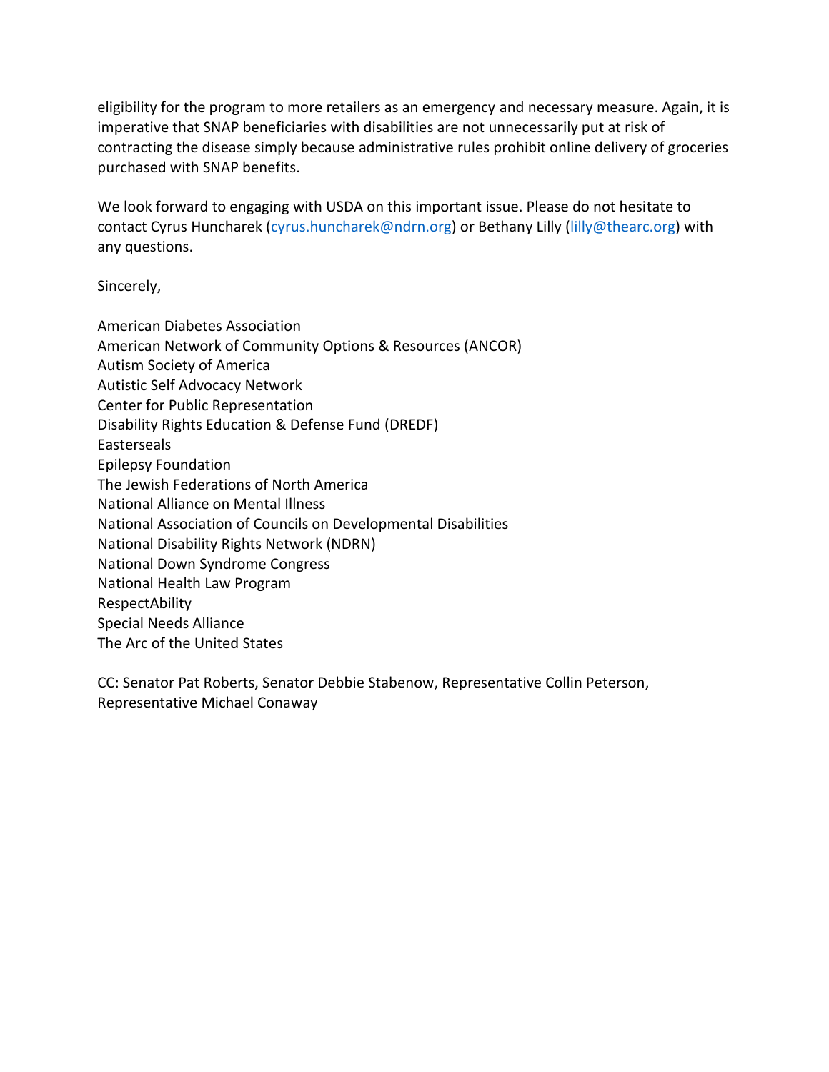eligibility for the program to more retailers as an emergency and necessary measure. Again, it is imperative that SNAP beneficiaries with disabilities are not unnecessarily put at risk of contracting the disease simply because administrative rules prohibit online delivery of groceries purchased with SNAP benefits.

We look forward to engaging with USDA on this important issue. Please do not hesitate to contact Cyrus Huncharek (cyrus.huncharek@ndrn.org) or Bethany Lilly (lilly@thearc.org) with any questions.

Sincerely,

American Diabetes Association
American Network of Community Options & Resources (ANCOR)
Autism Society of America
Autistic Self Advocacy Network
Center for Public Representation
Disability Rights Education & Defense Fund (DREDF)
Easterseals
Epilepsy Foundation
The Jewish Federations of North America
National Alliance on Mental Illness
National Association of Councils on Developmental Disabilities
National Disability Rights Network (NDRN)
National Down Syndrome Congress
National Health Law Program
RespectAbility
Special Needs Alliance
The Arc of the United States

CC: Senator Pat Roberts, Senator Debbie Stabenow, Representative Collin Peterson, Representative Michael Conaway